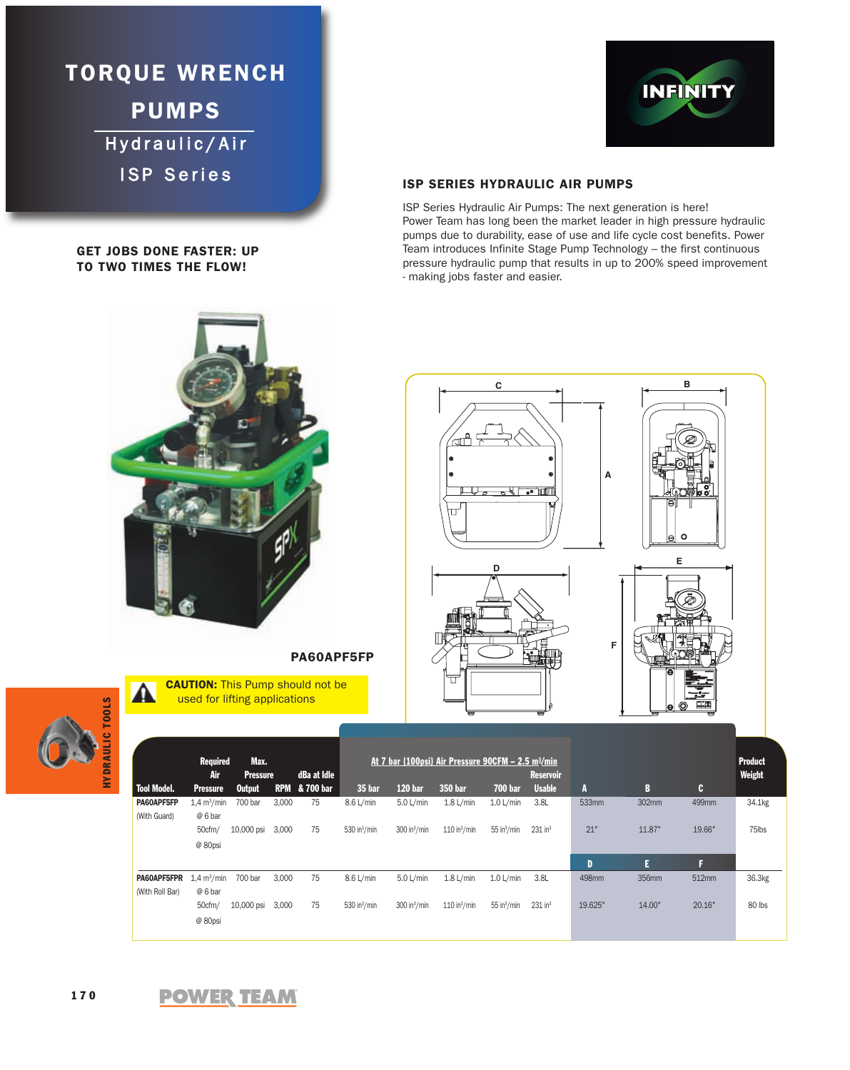# TORQUE WRENCH PUMPS

## Hydraulic/Air

## ISP Series

**GET JOBS DONE FASTER: UP TO TWO TIMES THE FLOW!**

INFINITY

### ISP SERIES HYDRAULIC AIR PUMPS

ISP Series Hydraulic Air Pumps: The next generation is here! Power Team has long been the market leader in high pressure hydraulic pumps due to durability, ease of use and life cycle cost benefits. Power Team introduces Infinite Stage Pump Technology – the first continuous pressure hydraulic pump that results in up to 200% speed improvement - making jobs faster and easier.

**PA60APF5FP**

⚠ **CAUTION:** This Pump should not be used for lifting applications

| Tool Model. | Required Air Pressure | Max. Pressure Output | RPM | dBa at Idle & 700 bar | At 7 bar (100psi) Air Pressure 90CFM – 2.5 $m^3$/min 35 bar | 120 bar | 350 bar | 700 bar | Reservoir Usable | A | B | C | Product Weight |
|---|---|---|---|---|---|---|---|---|---|---|---|---|---|
| PA60APF5FP (With Guard) | 1,4 $m^3$/min @ 6 bar | 700 bar | 3,000 | 75 | 8.6 L/min | 5.0 L/min | 1.8 L/min | 1.0 L/min | 3.8L | 533mm | 302mm | 499mm | 34.1kg |
| | 50cfm/ @ 80psi | 10,000 psi | 3,000 | 75 | 530 $in^3$/min | 300 $in^3$/min | 110 $in^3$/min | 55 $in^3$/min | 231 $in^3$ | 21" | 11.87" | 19.66" | 75lbs |
| | | | | | | | | | | **D** | **E** | **F** | |
| PA60APF5FPR (With Roll Bar) | 1,4 $m^3$/min @ 6 bar | 700 bar | 3,000 | 75 | 8.6 L/min | 5.0 L/min | 1.8 L/min | 1.0 L/min | 3.8L | 498mm | 356mm | 512mm | 36.3kg |
| | 50cfm/ @ 80psi | 10,000 psi | 3,000 | 75 | 530 $in^3$/min | 300 $in^3$/min | 110 $in^3$/min | 55 $in^3$/min | 231 $in^3$ | 19.625" | 14.00" | 20.16" | 80 lbs |

HYDRAULIC TOOLS

POWER TEAM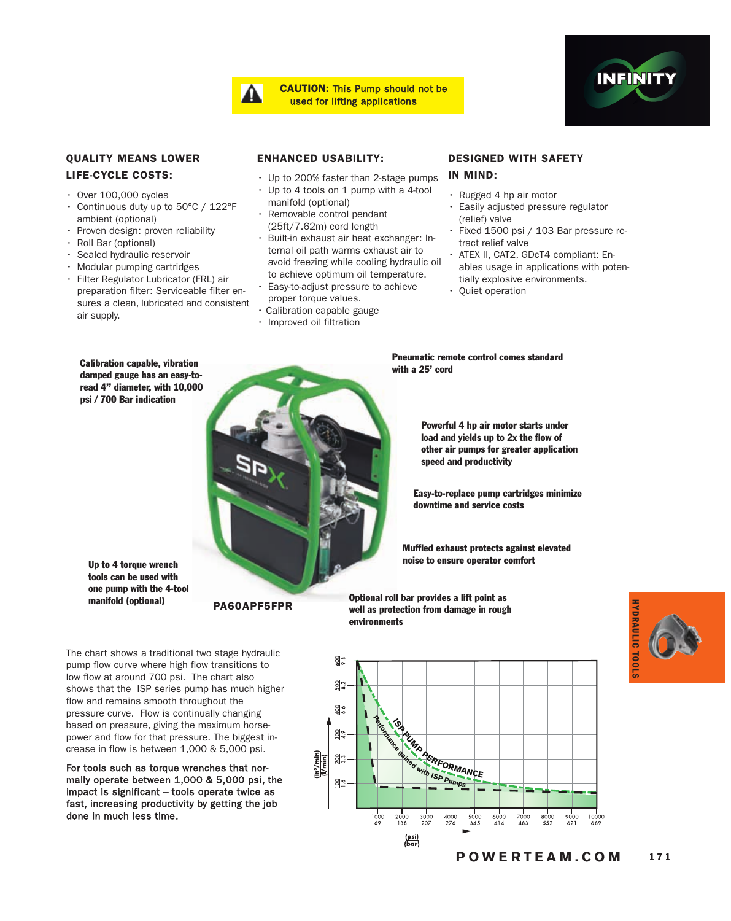**CAUTION:** This Pump should not be used for lifting applications

INFINITY

### QUALITY MEANS LOWER LIFE-CYCLE COSTS:

- Over 100,000 cycles
- Continuous duty up to 50°C / 122°F ambient (optional)
- Proven design: proven reliability
- Roll Bar (optional)
- Sealed hydraulic reservoir
- Modular pumping cartridges
- Filter Regulator Lubricator (FRL) air preparation filter: Serviceable filter ensures a clean, lubricated and consistent air supply.

### ENHANCED USABILITY:

- Up to 200% faster than 2-stage pumps
- Up to 4 tools on 1 pump with a 4-tool manifold (optional)
- Removable control pendant (25ft/7.62m) cord length
- Built-in exhaust air heat exchanger: Internal oil path warms exhaust air to avoid freezing while cooling hydraulic oil to achieve optimum oil temperature.
- Easy-to-adjust pressure to achieve proper torque values.
- Calibration capable gauge
- Improved oil filtration

### DESIGNED WITH SAFETY IN MIND:

- Rugged 4 hp air motor
- Easily adjusted pressure regulator (relief) valve
- Fixed 1500 psi / 103 Bar pressure retract relief valve
- ATEX II, CAT2, GDcT4 compliant: Enables usage in applications with potentially explosive environments.
- Quiet operation

**Calibration capable, vibration damped gauge has an easy-to-read 4" diameter, with 10,000 psi / 700 Bar indication**

**Pneumatic remote control comes standard with a 25' cord**

**Powerful 4 hp air motor starts under load and yields up to 2x the flow of other air pumps for greater application speed and productivity**

**Easy-to-replace pump cartridges minimize downtime and service costs**

**Muffled exhaust protects against elevated noise to ensure operator comfort**

**Up to 4 torque wrench tools can be used with one pump with the 4-tool manifold (optional)**

**PA60APF5FPR**

**Optional roll bar provides a lift point as well as protection from damage in rough environments**

The chart shows a traditional two stage hydraulic pump flow curve where high flow transitions to low flow at around 700 psi. The chart also shows that the ISP series pump has much higher flow and remains smooth throughout the pressure curve. Flow is continually changing based on pressure, giving the maximum horsepower and flow for that pressure. The biggest increase in flow is between 1,000 & 5,000 psi.

**For tools such as torque wrenches that normally operate between 1,000 & 5,000 psi, the impact is significant – tools operate twice as fast, increasing productivity by getting the job done in much less time.**

ISP PUMP PERFORMANCE
Performance gained with ISP Pumps
(in³/min) (l/min)
600 9.8
500 8.2
400 6.6
300 4.9
200 3.3
100 1.6
(psi) (bar)
1000 69
2000 138
3000 207
4000 276
5000 345
6000 414
7000 483
8000 552
9000 621
10000 689

HYDRAULIC TOOLS

POWERTEAM.COM